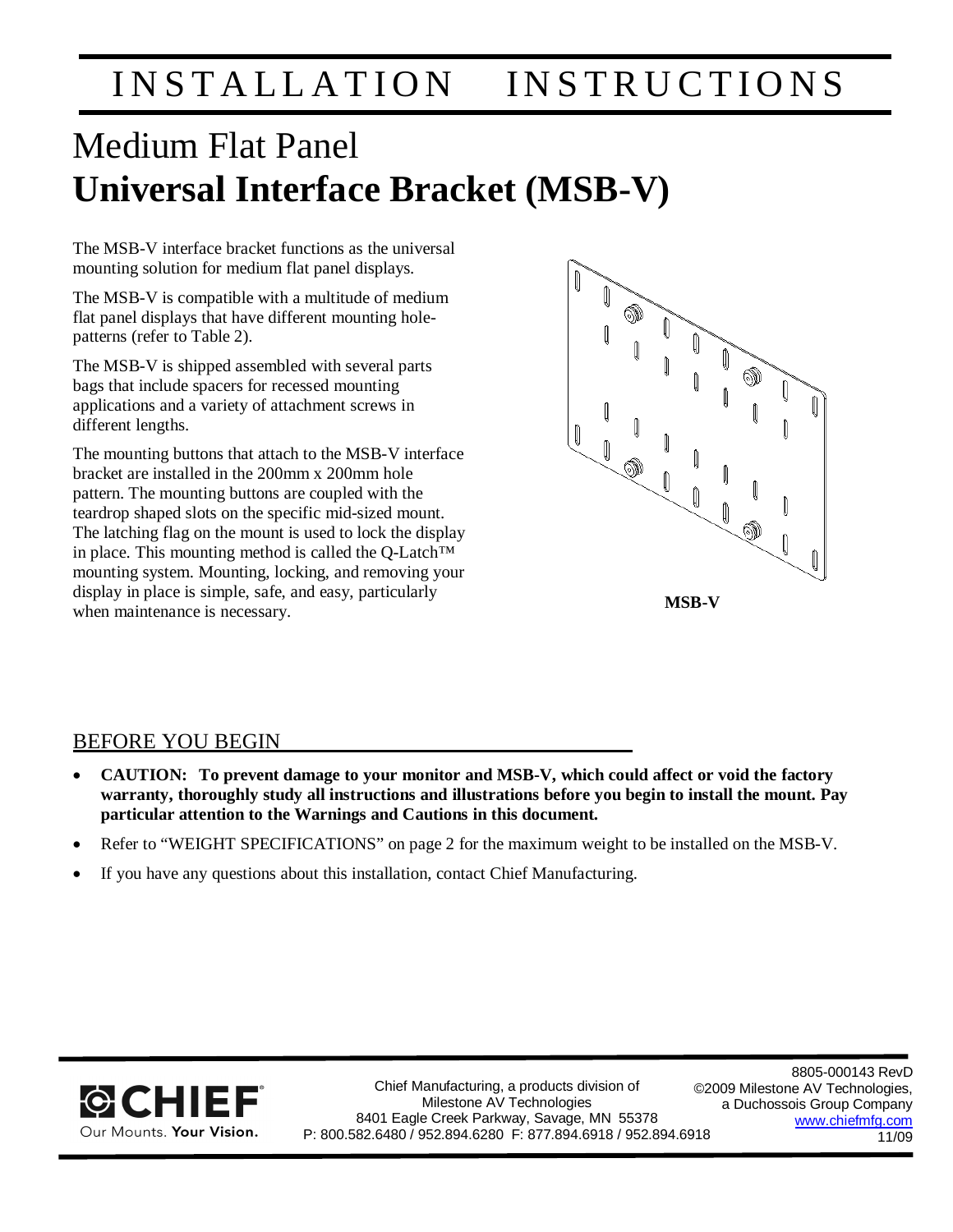# INSTALLATION INSTRUCTIONS

# Medium Flat Panel
# **Universal Interface Bracket (MSB-V)**

The MSB-V interface bracket functions as the universal mounting solution for medium flat panel displays.

The MSB-V is compatible with a multitude of medium flat panel displays that have different mounting hole-patterns (refer to Table 2).

The MSB-V is shipped assembled with several parts bags that include spacers for recessed mounting applications and a variety of attachment screws in different lengths.

The mounting buttons that attach to the MSB-V interface bracket are installed in the 200mm x 200mm hole pattern. The mounting buttons are coupled with the teardrop shaped slots on the specific mid-sized mount. The latching flag on the mount is used to lock the display in place. This mounting method is called the Q-Latch™ mounting system. Mounting, locking, and removing your display in place is simple, safe, and easy, particularly when maintenance is necessary.

**MSB-V**

## BEFORE YOU BEGIN

- **CAUTION: To prevent damage to your monitor and MSB-V, which could affect or void the factory warranty, thoroughly study all instructions and illustrations before you begin to install the mount. Pay particular attention to the Warnings and Cautions in this document.**
- Refer to "WEIGHT SPECIFICATIONS" on page 2 for the maximum weight to be installed on the MSB-V.
- If you have any questions about this installation, contact Chief Manufacturing.

CHIEF
Our Mounts. **Your Vision.**

Chief Manufacturing, a products division of Milestone AV Technologies
8401 Eagle Creek Parkway, Savage, MN 55378
P: 800.582.6480 / 952.894.6280 F: 877.894.6918 / 952.894.6918

8805-000143 RevD
©2009 Milestone AV Technologies, a Duchossois Group Company
www.chiefmfg.com
11/09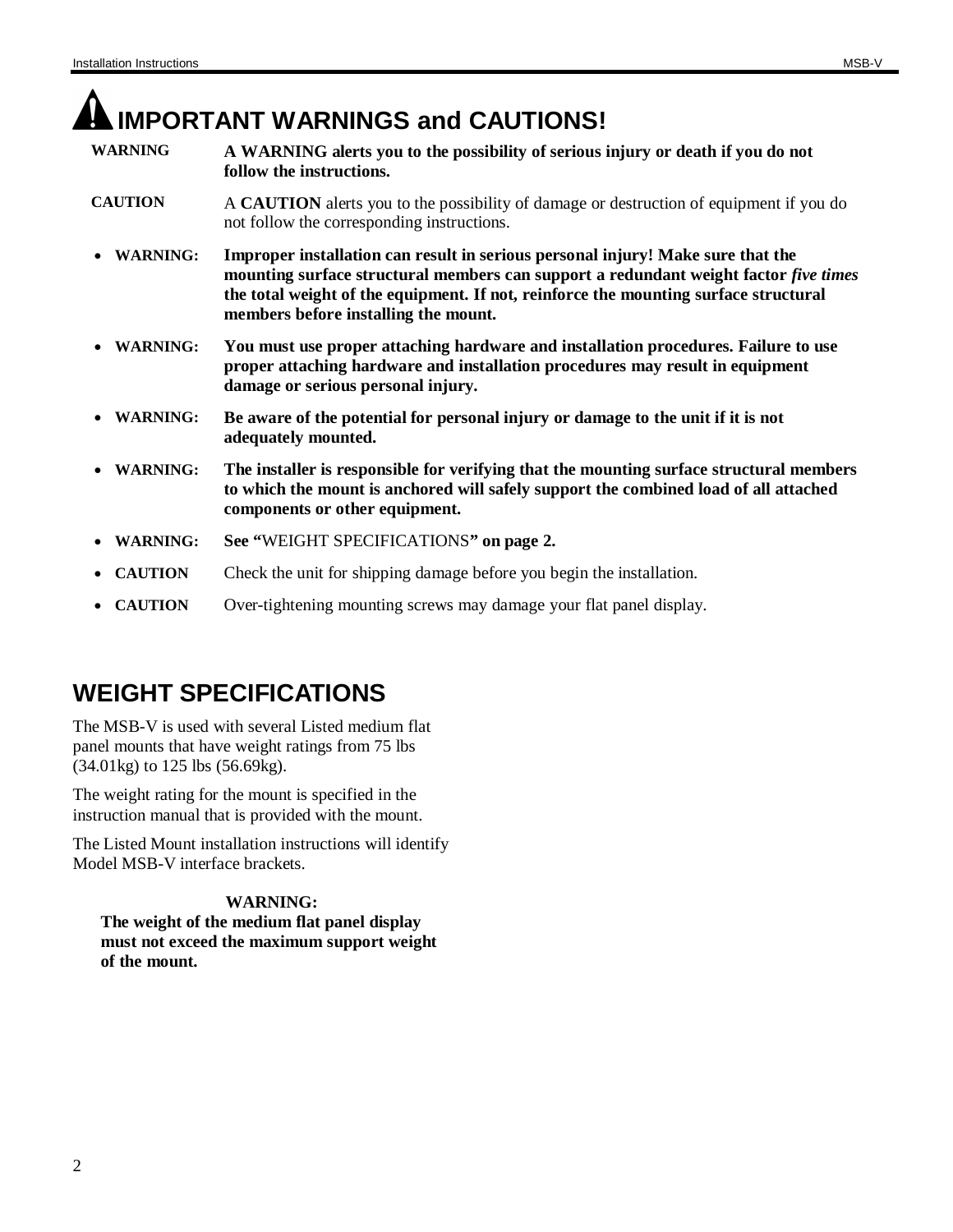# IMPORTANT WARNINGS and CAUTIONS!

**WARNING** **A WARNING alerts you to the possibility of serious injury or death if you do not follow the instructions.**

**CAUTION** A **CAUTION** alerts you to the possibility of damage or destruction of equipment if you do not follow the corresponding instructions.

- **WARNING: Improper installation can result in serious personal injury! Make sure that the mounting surface structural members can support a redundant weight factor *five times* the total weight of the equipment. If not, reinforce the mounting surface structural members before installing the mount.**
- **WARNING: You must use proper attaching hardware and installation procedures. Failure to use proper attaching hardware and installation procedures may result in equipment damage or serious personal injury.**
- **WARNING: Be aware of the potential for personal injury or damage to the unit if it is not adequately mounted.**
- **WARNING: The installer is responsible for verifying that the mounting surface structural members to which the mount is anchored will safely support the combined load of all attached components or other equipment.**
- **WARNING: See "**WEIGHT SPECIFICATIONS**" on page 2.**
- **CAUTION** Check the unit for shipping damage before you begin the installation.
- **CAUTION** Over-tightening mounting screws may damage your flat panel display.

# WEIGHT SPECIFICATIONS

The MSB-V is used with several Listed medium flat panel mounts that have weight ratings from 75 lbs (34.01kg) to 125 lbs (56.69kg).

The weight rating for the mount is specified in the instruction manual that is provided with the mount.

The Listed Mount installation instructions will identify Model MSB-V interface brackets.

**WARNING:**
**The weight of the medium flat panel display must not exceed the maximum support weight of the mount.**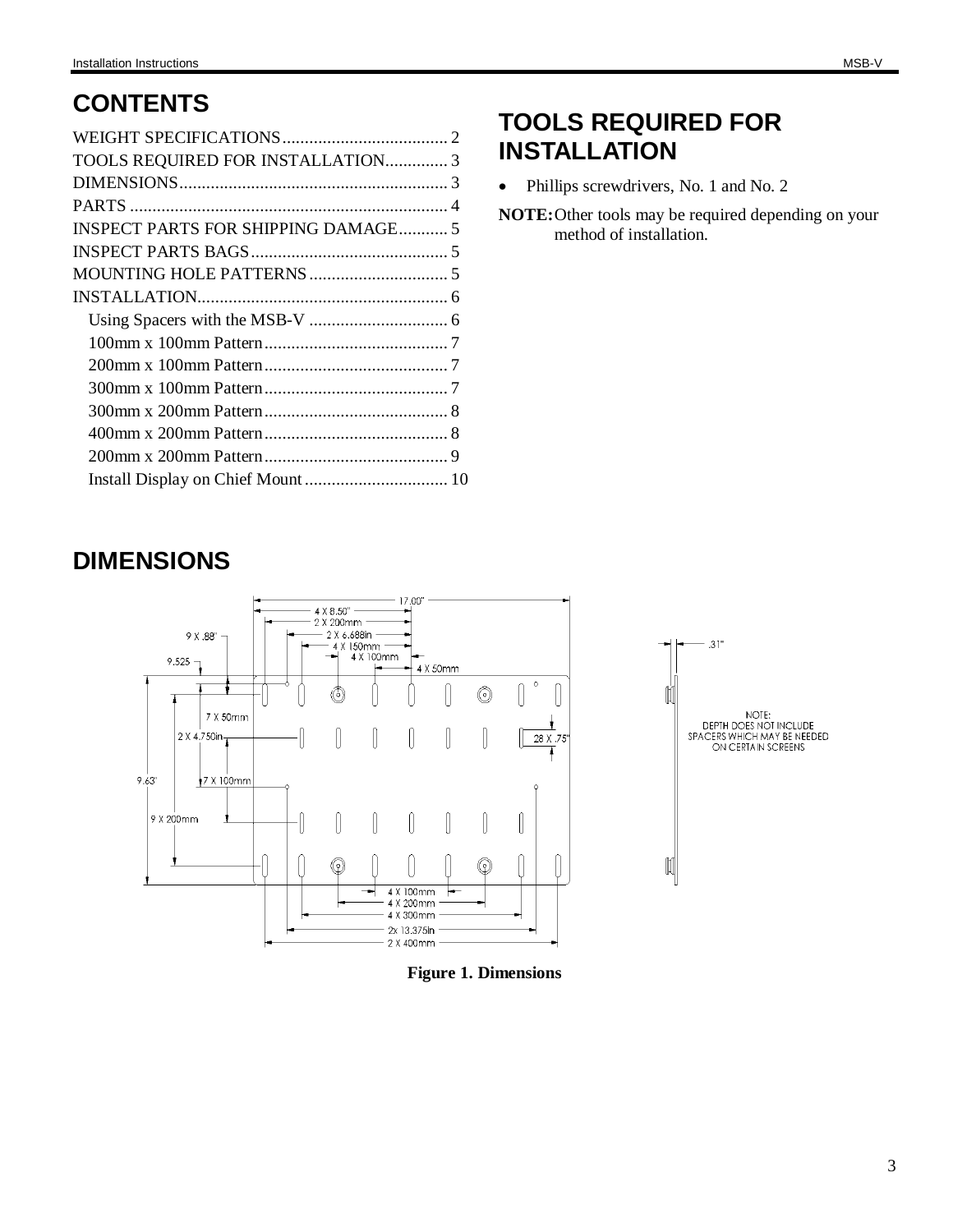# CONTENTS

WEIGHT SPECIFICATIONS..................................... 2
TOOLS REQUIRED FOR INSTALLATION.............. 3
DIMENSIONS............................................................ 3
PARTS ...................................................................... 4
INSPECT PARTS FOR SHIPPING DAMAGE........... 5
INSPECT PARTS BAGS............................................ 5
MOUNTING HOLE PATTERNS............................... 5
INSTALLATION........................................................ 6
  Using Spacers with the MSB-V ............................... 6
  100mm x 100mm Pattern......................................... 7
  200mm x 100mm Pattern......................................... 7
  300mm x 100mm Pattern......................................... 7
  300mm x 200mm Pattern......................................... 8
  400mm x 200mm Pattern......................................... 8
  200mm x 200mm Pattern......................................... 9
  Install Display on Chief Mount................................ 10

# TOOLS REQUIRED FOR INSTALLATION

- Phillips screwdrivers, No. 1 and No. 2

**NOTE:** Other tools may be required depending on your method of installation.

# DIMENSIONS

17.00"
4 X 8.50"
2 X 200mm
2 X 6.688in
4 X 150mm
4 X 100mm
4 X 50mm
9 X .88"
9.525
7 X 50mm
2 X 4.750in
28 X .75"
9.63"
7 X 100mm
9 X 200mm
4 X 100mm
4 X 200mm
4 X 300mm
2x 13.375in
2 X 400mm
.31"

NOTE:
DEPTH DOES NOT INCLUDE SPACERS WHICH MAY BE NEEDED ON CERTAIN SCREENS

**Figure 1. Dimensions**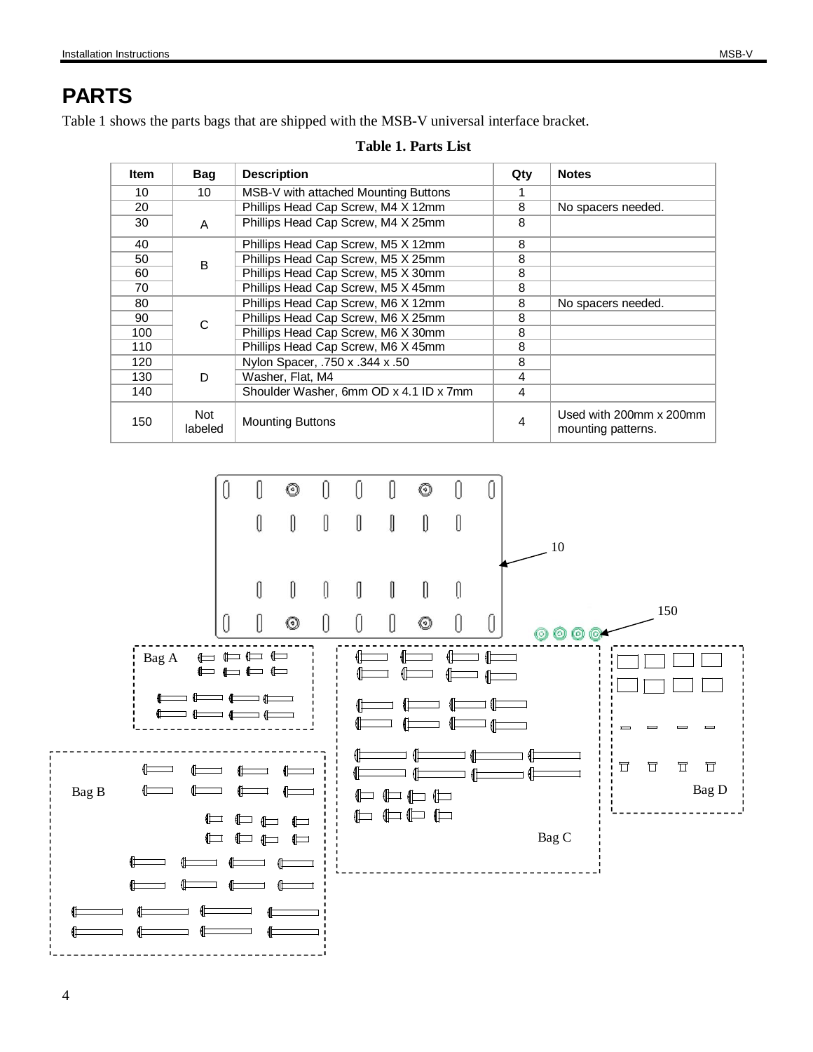# PARTS

Table 1 shows the parts bags that are shipped with the MSB-V universal interface bracket.

**Table 1. Parts List**

| Item | Bag | Description | Qty | Notes |
|---|---|---|---|---|
| 10 | 10 | MSB-V with attached Mounting Buttons | 1 | |
| 20 | A | Phillips Head Cap Screw, M4 X 12mm | 8 | No spacers needed. |
| 30 | | Phillips Head Cap Screw, M4 X 25mm | 8 | |
| 40 | B | Phillips Head Cap Screw, M5 X 12mm | 8 | |
| 50 | | Phillips Head Cap Screw, M5 X 25mm | 8 | |
| 60 | | Phillips Head Cap Screw, M5 X 30mm | 8 | |
| 70 | | Phillips Head Cap Screw, M5 X 45mm | 8 | |
| 80 | C | Phillips Head Cap Screw, M6 X 12mm | 8 | No spacers needed. |
| 90 | | Phillips Head Cap Screw, M6 X 25mm | 8 | |
| 100 | | Phillips Head Cap Screw, M6 X 30mm | 8 | |
| 110 | | Phillips Head Cap Screw, M6 X 45mm | 8 | |
| 120 | D | Nylon Spacer, .750 x .344 x .50 | 8 | |
| 130 | | Washer, Flat, M4 | 4 | |
| 140 | | Shoulder Washer, 6mm OD x 4.1 ID x 7mm | 4 | |
| 150 | Not labeled | Mounting Buttons | 4 | Used with 200mm x 200mm mounting patterns. |

10

150

Bag A

Bag B

Bag C

Bag D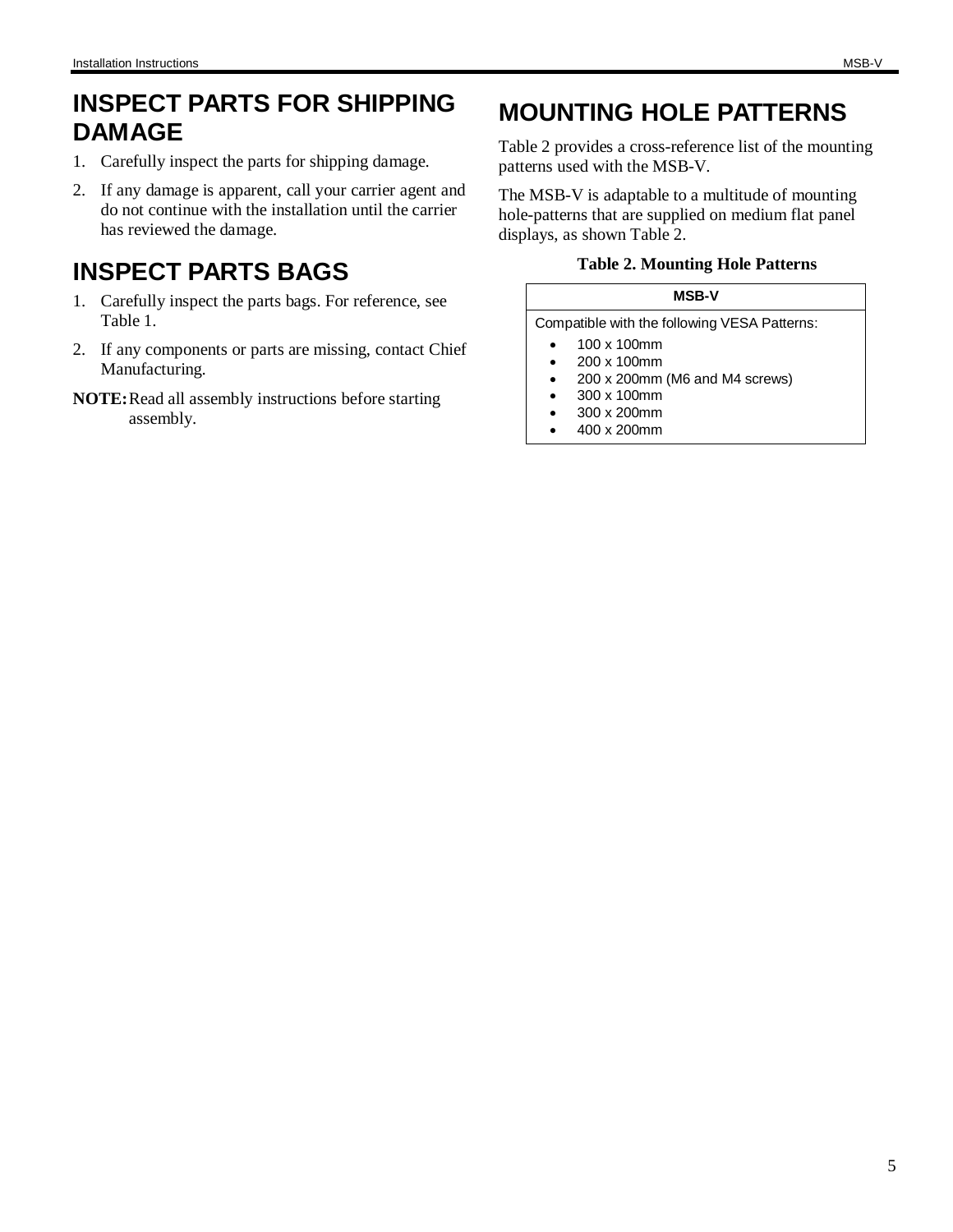## INSPECT PARTS FOR SHIPPING DAMAGE

1. Carefully inspect the parts for shipping damage.
2. If any damage is apparent, call your carrier agent and do not continue with the installation until the carrier has reviewed the damage.

## INSPECT PARTS BAGS

1. Carefully inspect the parts bags. For reference, see Table 1.
2. If any components or parts are missing, contact Chief Manufacturing.

**NOTE:** Read all assembly instructions before starting assembly.

## MOUNTING HOLE PATTERNS

Table 2 provides a cross-reference list of the mounting patterns used with the MSB-V.

The MSB-V is adaptable to a multitude of mounting hole-patterns that are supplied on medium flat panel displays, as shown Table 2.

**Table 2. Mounting Hole Patterns**

| MSB-V |
|---|
| Compatible with the following VESA Patterns:<br>• 100 x 100mm<br>• 200 x 100mm<br>• 200 x 200mm (M6 and M4 screws)<br>• 300 x 100mm<br>• 300 x 200mm<br>• 400 x 200mm |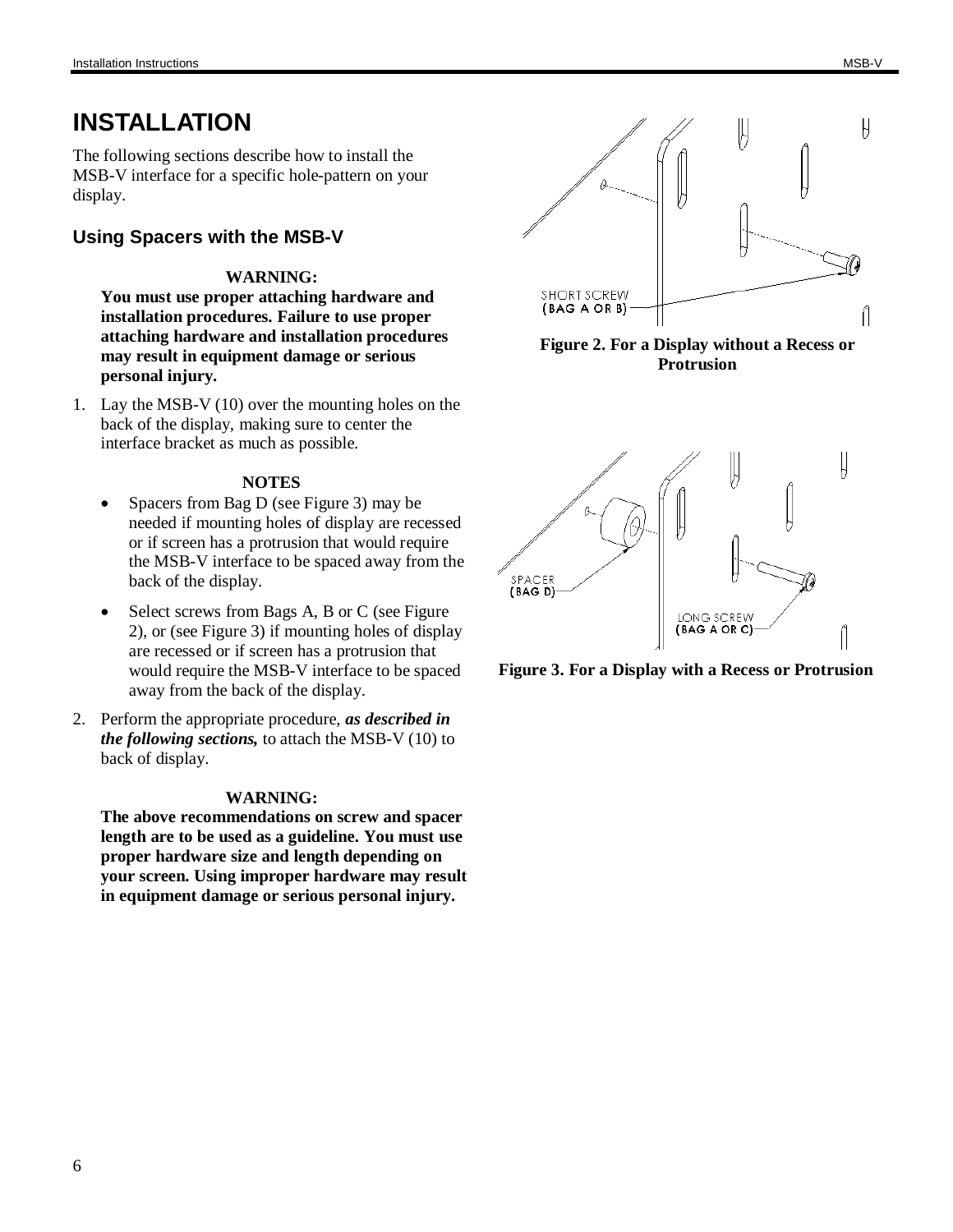# INSTALLATION

The following sections describe how to install the MSB-V interface for a specific hole-pattern on your display.

## Using Spacers with the MSB-V

**WARNING:**
**You must use proper attaching hardware and installation procedures. Failure to use proper attaching hardware and installation procedures may result in equipment damage or serious personal injury.**

1. Lay the MSB-V (10) over the mounting holes on the back of the display, making sure to center the interface bracket as much as possible.

   **NOTES**

   - Spacers from Bag D (see Figure 3) may be needed if mounting holes of display are recessed or if screen has a protrusion that would require the MSB-V interface to be spaced away from the back of the display.
   - Select screws from Bags A, B or C (see Figure 2), or (see Figure 3) if mounting holes of display are recessed or if screen has a protrusion that would require the MSB-V interface to be spaced away from the back of the display.

2. Perform the appropriate procedure, ***as described in the following sections,*** to attach the MSB-V (10) to back of display.

**WARNING:**
**The above recommendations on screw and spacer length are to be used as a guideline. You must use proper hardware size and length depending on your screen. Using improper hardware may result in equipment damage or serious personal injury.**

SHORT SCREW (BAG A OR B)

**Figure 2. For a Display without a Recess or Protrusion**

SPACER (BAG D)

LONG SCREW (BAG A OR C)

**Figure 3. For a Display with a Recess or Protrusion**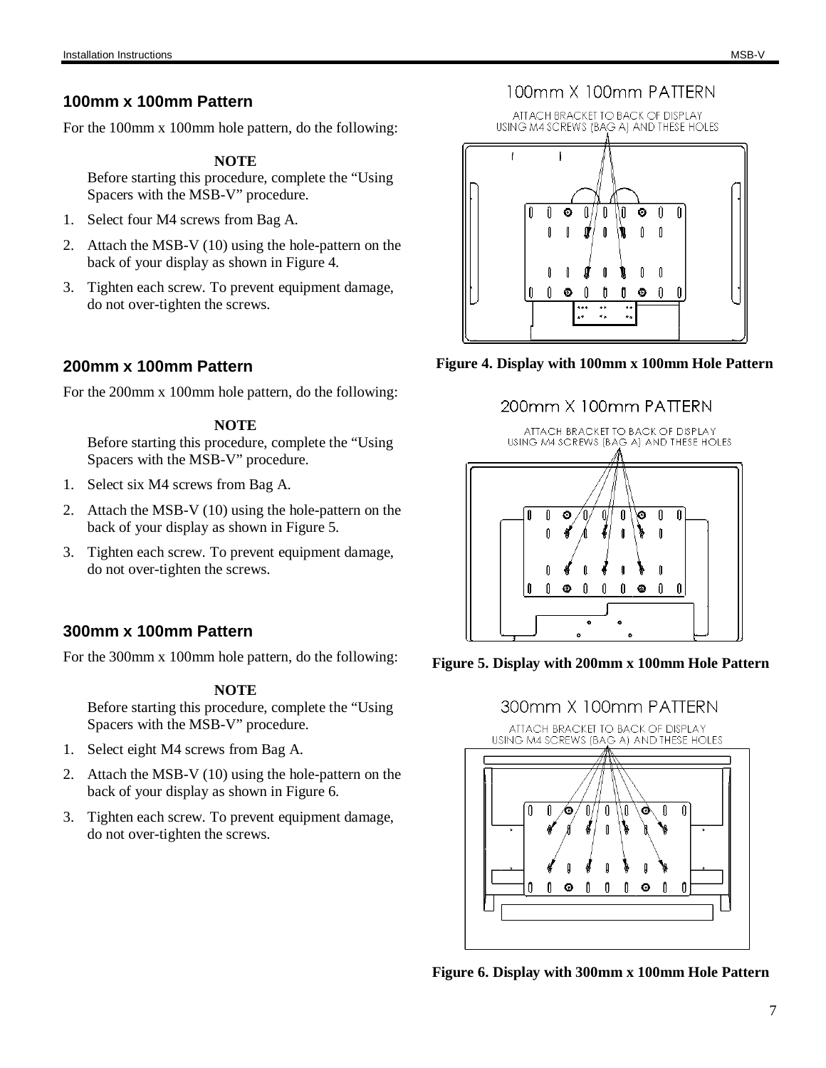## 100mm x 100mm Pattern

For the 100mm x 100mm hole pattern, do the following:

**NOTE**

Before starting this procedure, complete the "Using Spacers with the MSB-V" procedure.

1. Select four M4 screws from Bag A.
2. Attach the MSB-V (10) using the hole-pattern on the back of your display as shown in Figure 4.
3. Tighten each screw. To prevent equipment damage, do not over-tighten the screws.

100mm X 100mm PATTERN

ATTACH BRACKET TO BACK OF DISPLAY USING M4 SCREWS (BAG A) AND THESE HOLES

**Figure 4. Display with 100mm x 100mm Hole Pattern**

## 200mm x 100mm Pattern

For the 200mm x 100mm hole pattern, do the following:

**NOTE**

Before starting this procedure, complete the "Using Spacers with the MSB-V" procedure.

1. Select six M4 screws from Bag A.
2. Attach the MSB-V (10) using the hole-pattern on the back of your display as shown in Figure 5.
3. Tighten each screw. To prevent equipment damage, do not over-tighten the screws.

200mm X 100mm PATTERN

ATTACH BRACKET TO BACK OF DISPLAY USING M4 SCREWS (BAG A) AND THESE HOLES

**Figure 5. Display with 200mm x 100mm Hole Pattern**

## 300mm x 100mm Pattern

For the 300mm x 100mm hole pattern, do the following:

**NOTE**

Before starting this procedure, complete the "Using Spacers with the MSB-V" procedure.

1. Select eight M4 screws from Bag A.
2. Attach the MSB-V (10) using the hole-pattern on the back of your display as shown in Figure 6.
3. Tighten each screw. To prevent equipment damage, do not over-tighten the screws.

300mm X 100mm PATTERN

ATTACH BRACKET TO BACK OF DISPLAY USING M4 SCREWS (BAG A) AND THESE HOLES

**Figure 6. Display with 300mm x 100mm Hole Pattern**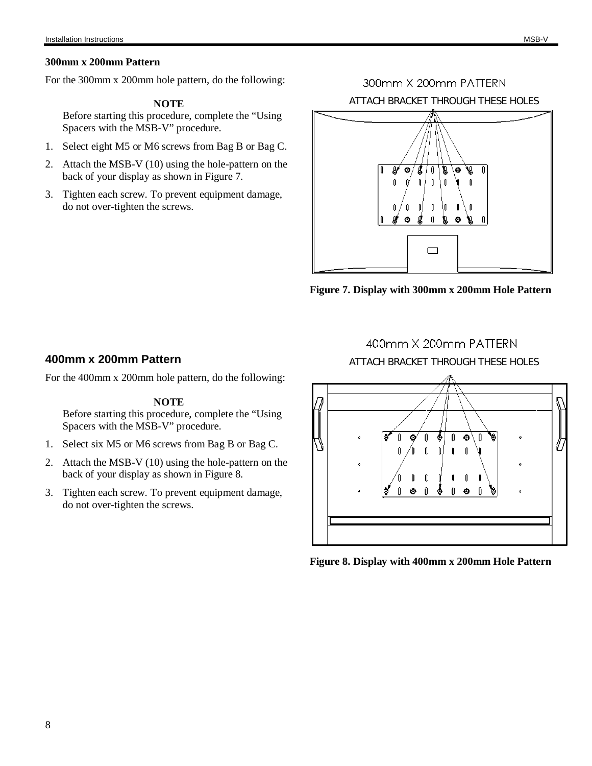## 300mm x 200mm Pattern

For the 300mm x 200mm hole pattern, do the following:

**NOTE**

Before starting this procedure, complete the "Using Spacers with the MSB-V" procedure.

1. Select eight M5 or M6 screws from Bag B or Bag C.
2. Attach the MSB-V (10) using the hole-pattern on the back of your display as shown in Figure 7.
3. Tighten each screw. To prevent equipment damage, do not over-tighten the screws.

300mm X 200mm PATTERN

ATTACH BRACKET THROUGH THESE HOLES

**Figure 7. Display with 300mm x 200mm Hole Pattern**

## 400mm x 200mm Pattern

For the 400mm x 200mm hole pattern, do the following:

**NOTE**

Before starting this procedure, complete the "Using Spacers with the MSB-V" procedure.

1. Select six M5 or M6 screws from Bag B or Bag C.
2. Attach the MSB-V (10) using the hole-pattern on the back of your display as shown in Figure 8.
3. Tighten each screw. To prevent equipment damage, do not over-tighten the screws.

400mm X 200mm PATTERN

ATTACH BRACKET THROUGH THESE HOLES

**Figure 8. Display with 400mm x 200mm Hole Pattern**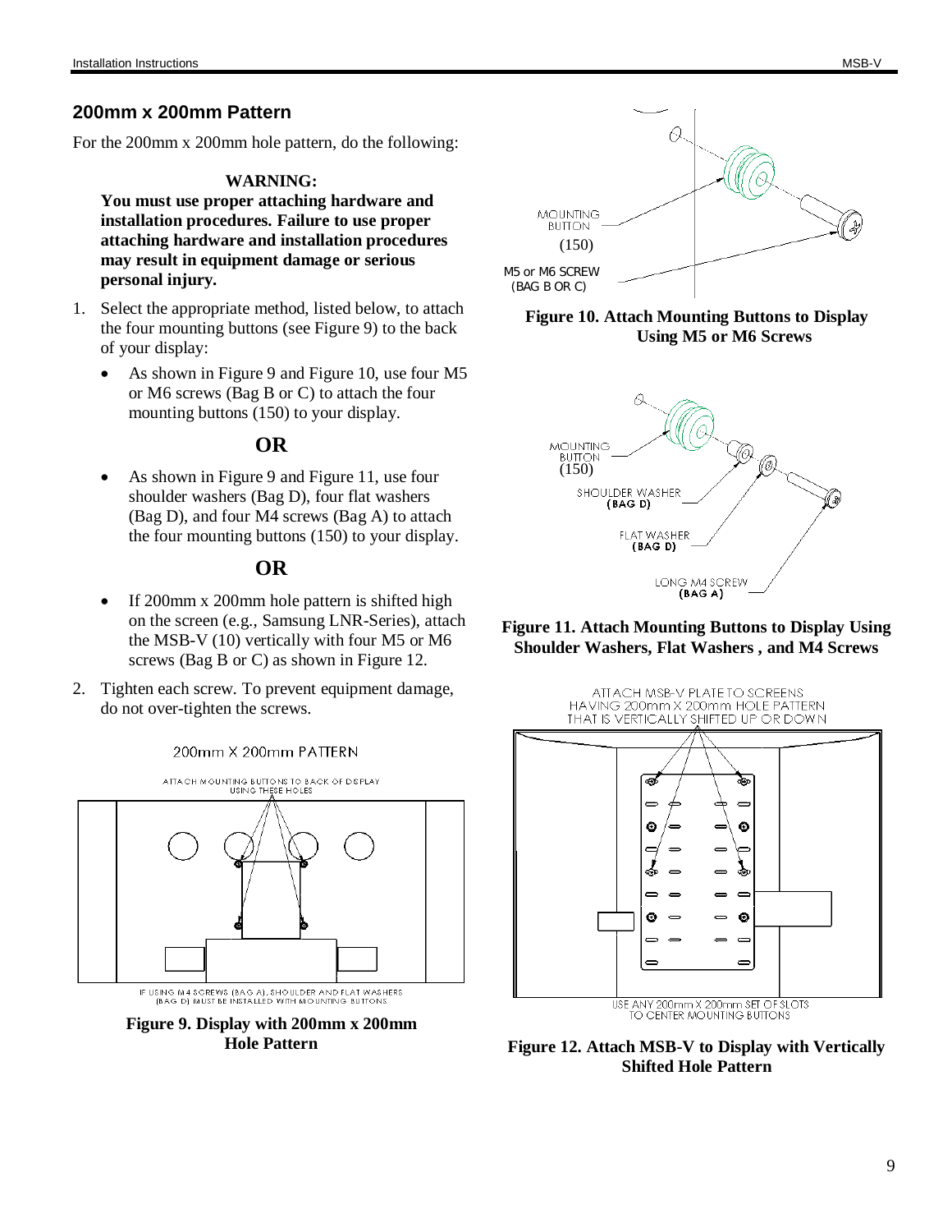## 200mm x 200mm Pattern

For the 200mm x 200mm hole pattern, do the following:

**WARNING:**
**You must use proper attaching hardware and installation procedures. Failure to use proper attaching hardware and installation procedures may result in equipment damage or serious personal injury.**

1. Select the appropriate method, listed below, to attach the four mounting buttons (see Figure 9) to the back of your display:
   - As shown in Figure 9 and Figure 10, use four M5 or M6 screws (Bag B or C) to attach the four mounting buttons (150) to your display.

   **OR**

   - As shown in Figure 9 and Figure 11, use four shoulder washers (Bag D), four flat washers (Bag D), and four M4 screws (Bag A) to attach the four mounting buttons (150) to your display.

   **OR**

   - If 200mm x 200mm hole pattern is shifted high on the screen (e.g., Samsung LNR-Series), attach the MSB-V (10) vertically with four M5 or M6 screws (Bag B or C) as shown in Figure 12.
2. Tighten each screw. To prevent equipment damage, do not over-tighten the screws.

200mm X 200mm PATTERN

ATTACH MOUNTING BUTTONS TO BACK OF DISPLAY USING THESE HOLES

IF USING M4 SCREWS (BAG A), SHOULDER AND FLAT WASHERS (BAG D) MUST BE INSTALLED WITH MOUNTING BUTTONS

**Figure 9. Display with 200mm x 200mm Hole Pattern**

MOUNTING BUTTON (150)

M5 or M6 SCREW (BAG B OR C)

**Figure 10. Attach Mounting Buttons to Display Using M5 or M6 Screws**

MOUNTING BUTTON (150)

SHOULDER WASHER (BAG D)

FLAT WASHER (BAG D)

LONG M4 SCREW (BAG A)

**Figure 11. Attach Mounting Buttons to Display Using Shoulder Washers, Flat Washers , and M4 Screws**

ATTACH MSB-V PLATE TO SCREENS HAVING 200mm X 200mm HOLE PATTERN THAT IS VERTICALLY SHIFTED UP OR DOWN

USE ANY 200mm X 200mm SET OF SLOTS TO CENTER MOUNTING BUTTONS

**Figure 12. Attach MSB-V to Display with Vertically Shifted Hole Pattern**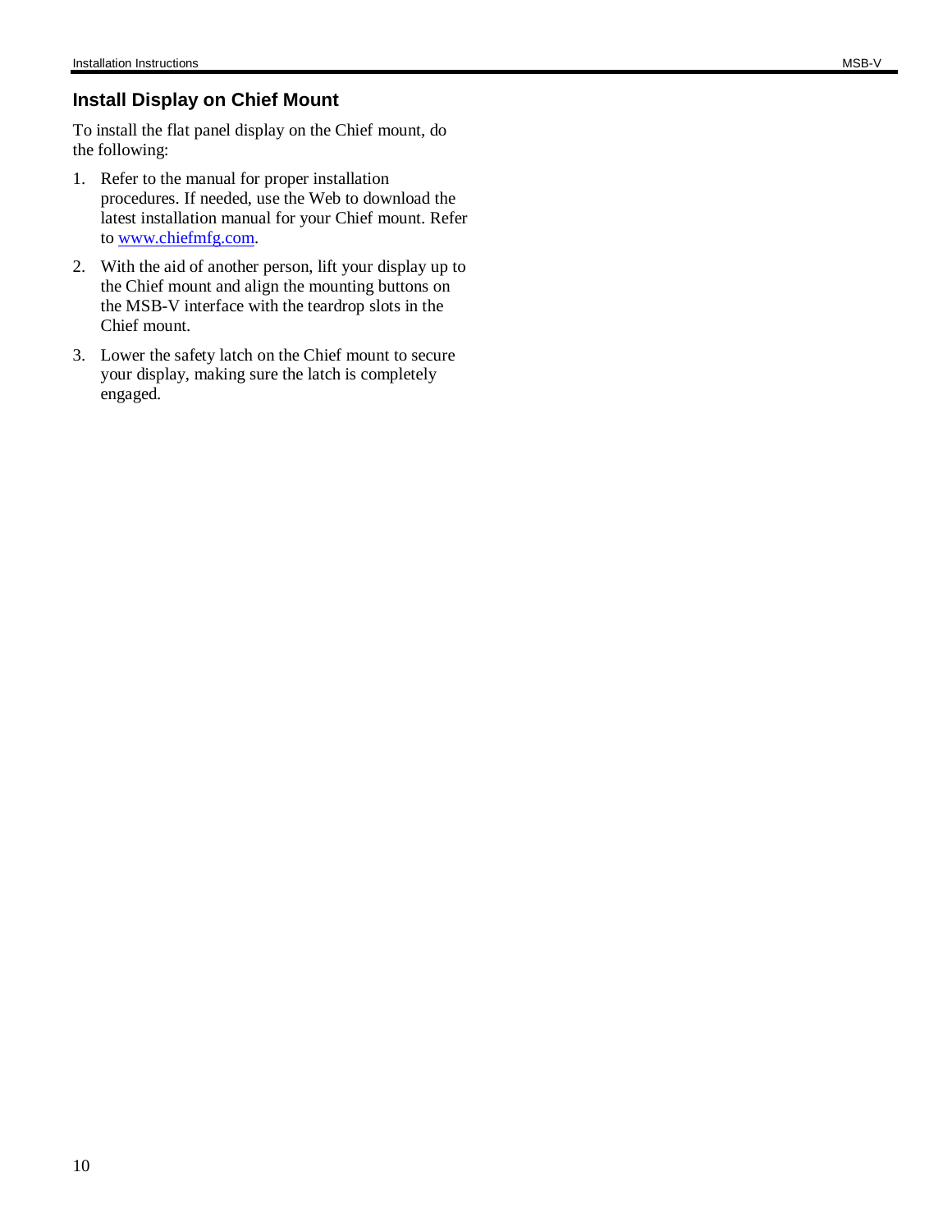## Install Display on Chief Mount

To install the flat panel display on the Chief mount, do the following:

1. Refer to the manual for proper installation procedures. If needed, use the Web to download the latest installation manual for your Chief mount. Refer to www.chiefmfg.com.
2. With the aid of another person, lift your display up to the Chief mount and align the mounting buttons on the MSB-V interface with the teardrop slots in the Chief mount.
3. Lower the safety latch on the Chief mount to secure your display, making sure the latch is completely engaged.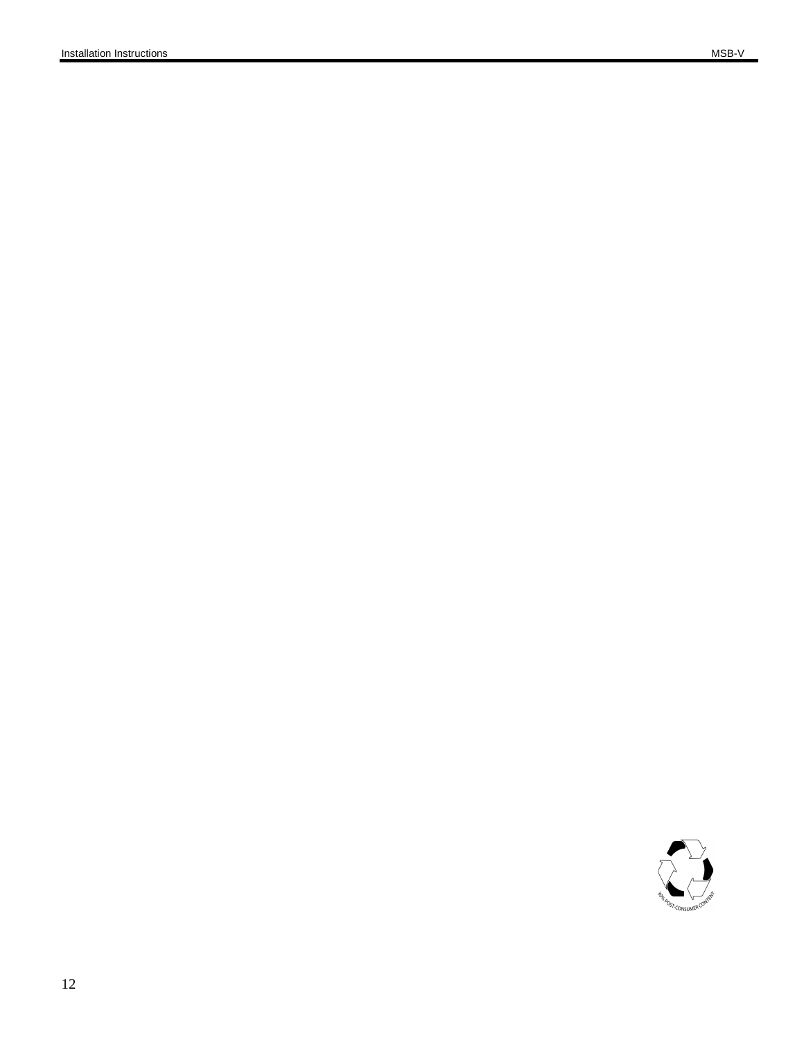30% POST-CONSUMER CONTENT